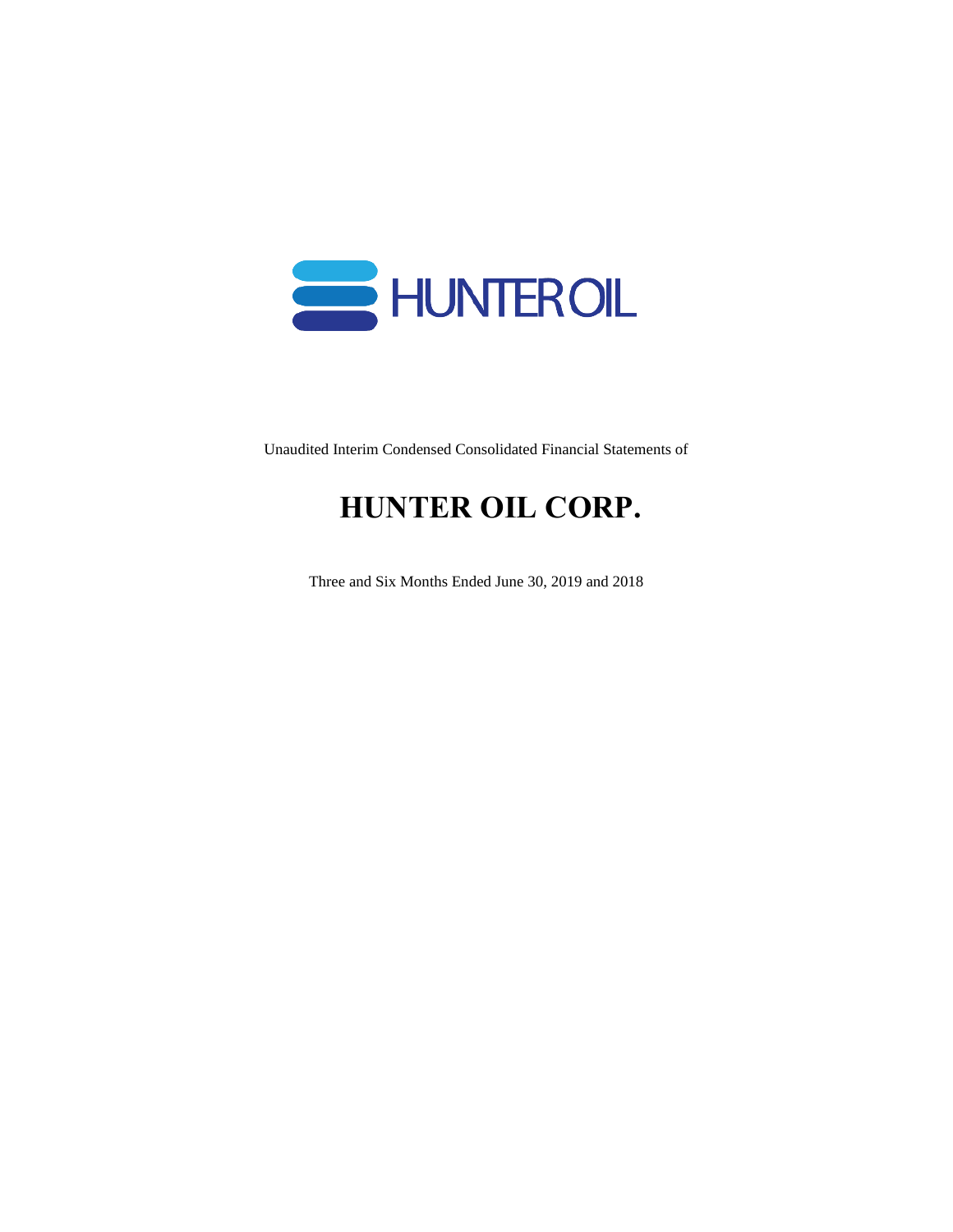HUNTER OIL

Unaudited Interim Condensed Consolidated Financial Statements of

# HUNTER OIL CORP.

Three and Six Months Ended June 30, 2019 and 2018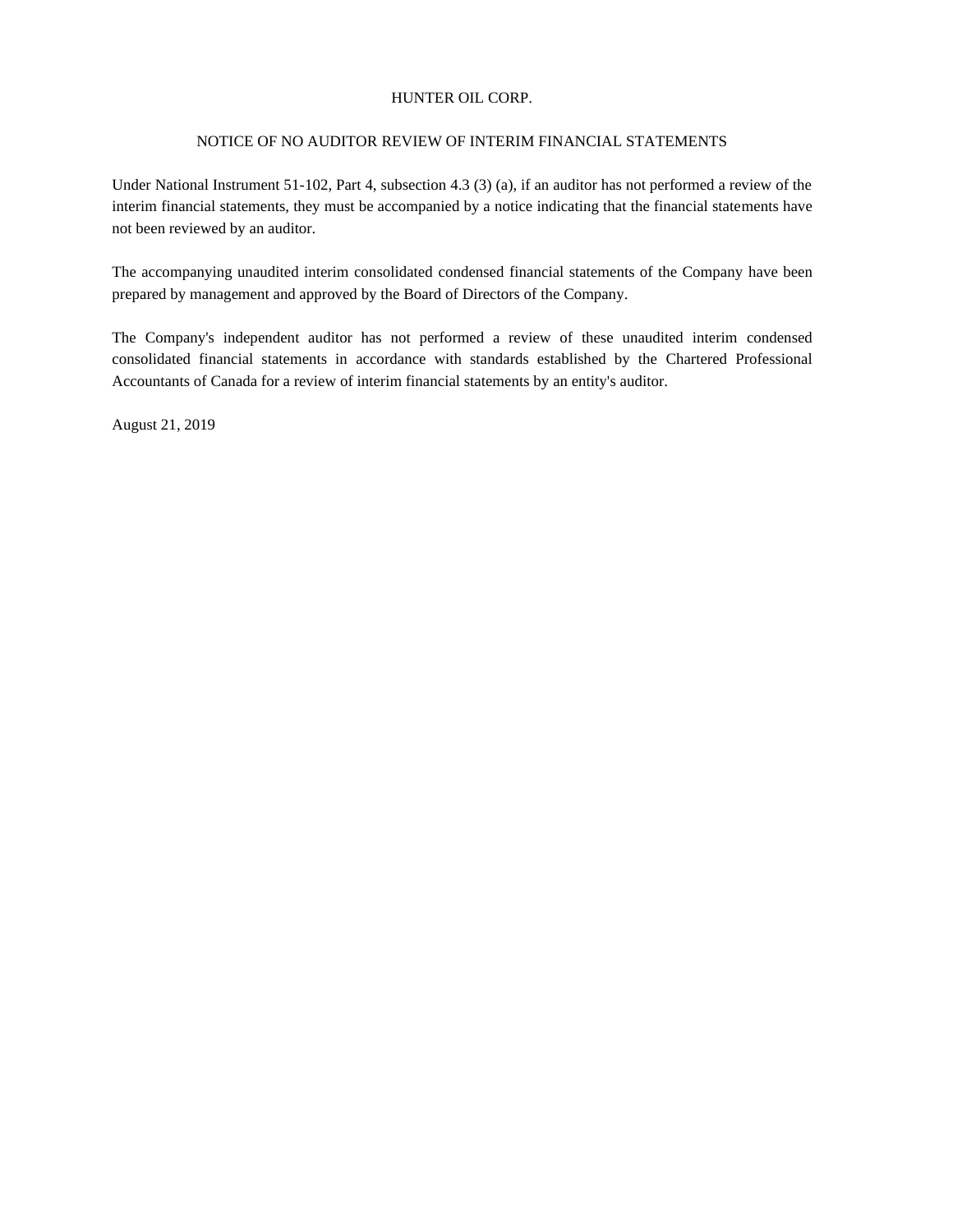# HUNTER OIL CORP.

## NOTICE OF NO AUDITOR REVIEW OF INTERIM FINANCIAL STATEMENTS

Under National Instrument 51-102, Part 4, subsection 4.3 (3) (a), if an auditor has not performed a review of the interim financial statements, they must be accompanied by a notice indicating that the financial statements have not been reviewed by an auditor.

The accompanying unaudited interim consolidated condensed financial statements of the Company have been prepared by management and approved by the Board of Directors of the Company.

The Company's independent auditor has not performed a review of these unaudited interim condensed consolidated financial statements in accordance with standards established by the Chartered Professional Accountants of Canada for a review of interim financial statements by an entity's auditor.

August 21, 2019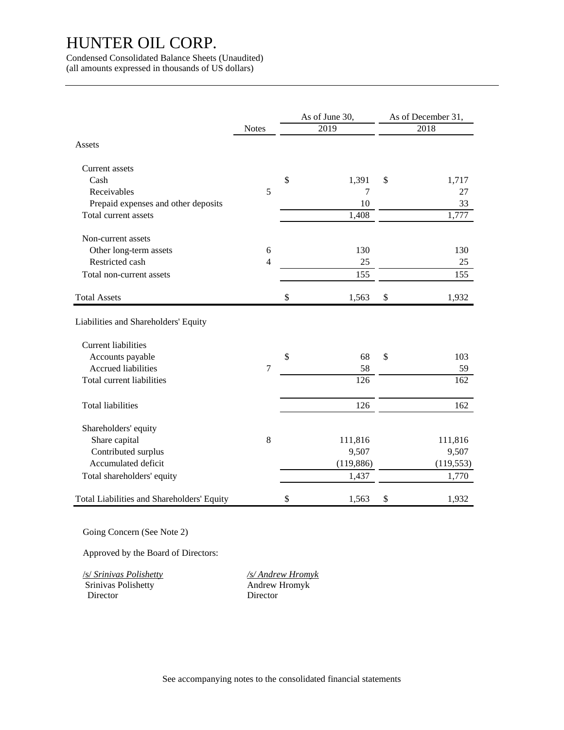# HUNTER OIL CORP.

Condensed Consolidated Balance Sheets (Unaudited)
(all amounts expressed in thousands of US dollars)

| | Notes | As of June 30, 2019 | As of December 31, 2018 |
|---|---|---|---|
| **Assets** | | | |
| Current assets | | | |
| Cash | | $ 1,391 | $ 1,717 |
| Receivables | 5 | 7 | 27 |
| Prepaid expenses and other deposits | | 10 | 33 |
| Total current assets | | 1,408 | 1,777 |
| Non-current assets | | | |
| Other long-term assets | 6 | 130 | 130 |
| Restricted cash | 4 | 25 | 25 |
| Total non-current assets | | 155 | 155 |
| Total Assets | | $ 1,563 | $ 1,932 |
| **Liabilities and Shareholders' Equity** | | | |
| Current liabilities | | | |
| Accounts payable | | $ 68 | $ 103 |
| Accrued liabilities | 7 | 58 | 59 |
| Total current liabilities | | 126 | 162 |
| Total liabilities | | 126 | 162 |
| Shareholders' equity | | | |
| Share capital | 8 | 111,816 | 111,816 |
| Contributed surplus | | 9,507 | 9,507 |
| Accumulated deficit | | (119,886) | (119,553) |
| Total shareholders' equity | | 1,437 | 1,770 |
| Total Liabilities and Shareholders' Equity | | $ 1,563 | $ 1,932 |

Going Concern (See Note 2)

Approved by the Board of Directors:

/s/ *Srinivas Polishetty*
Srinivas Polishetty
Director

*/s/ Andrew Hromyk*
Andrew Hromyk
Director

See accompanying notes to the consolidated financial statements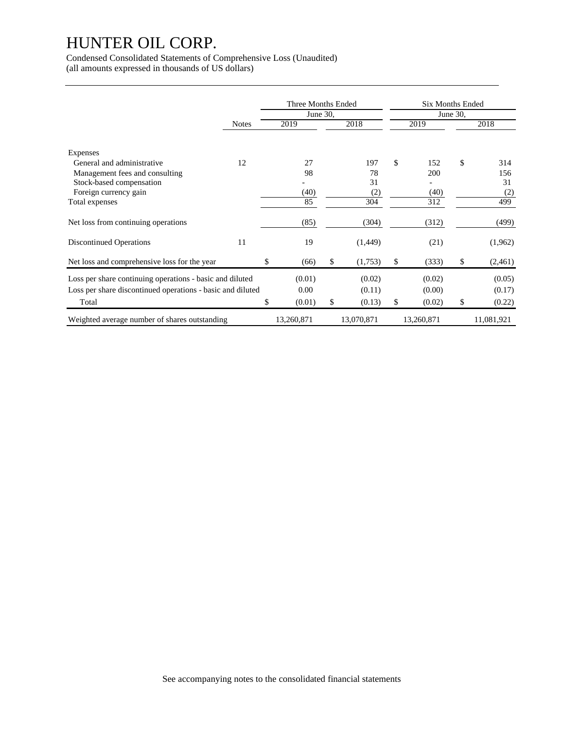# HUNTER OIL CORP.

Condensed Consolidated Statements of Comprehensive Loss (Unaudited)
(all amounts expressed in thousands of US dollars)

| | Notes | Three Months Ended June 30, 2019 | Three Months Ended June 30, 2018 | Six Months Ended June 30, 2019 | Six Months Ended June 30, 2018 |
|---|---|---|---|---|---|
| Expenses | | | | | |
| General and administrative | 12 | 27 | 197 | $ 152 | $ 314 |
| Management fees and consulting | | 98 | 78 | 200 | 156 |
| Stock-based compensation | | - | 31 | - | 31 |
| Foreign currency gain | | (40) | (2) | (40) | (2) |
| Total expenses | | 85 | 304 | 312 | 499 |
| Net loss from continuing operations | | (85) | (304) | (312) | (499) |
| Discontinued Operations | 11 | 19 | (1,449) | (21) | (1,962) |
| Net loss and comprehensive loss for the year | | $ (66) | $ (1,753) | $ (333) | $ (2,461) |
| Loss per share continuing operations - basic and diluted | | (0.01) | (0.02) | (0.02) | (0.05) |
| Loss per share discontinued operations - basic and diluted | | 0.00 | (0.11) | (0.00) | (0.17) |
| Total | | $ (0.01) | $ (0.13) | $ (0.02) | $ (0.22) |
| Weighted average number of shares outstanding | | 13,260,871 | 13,070,871 | 13,260,871 | 11,081,921 |

See accompanying notes to the consolidated financial statements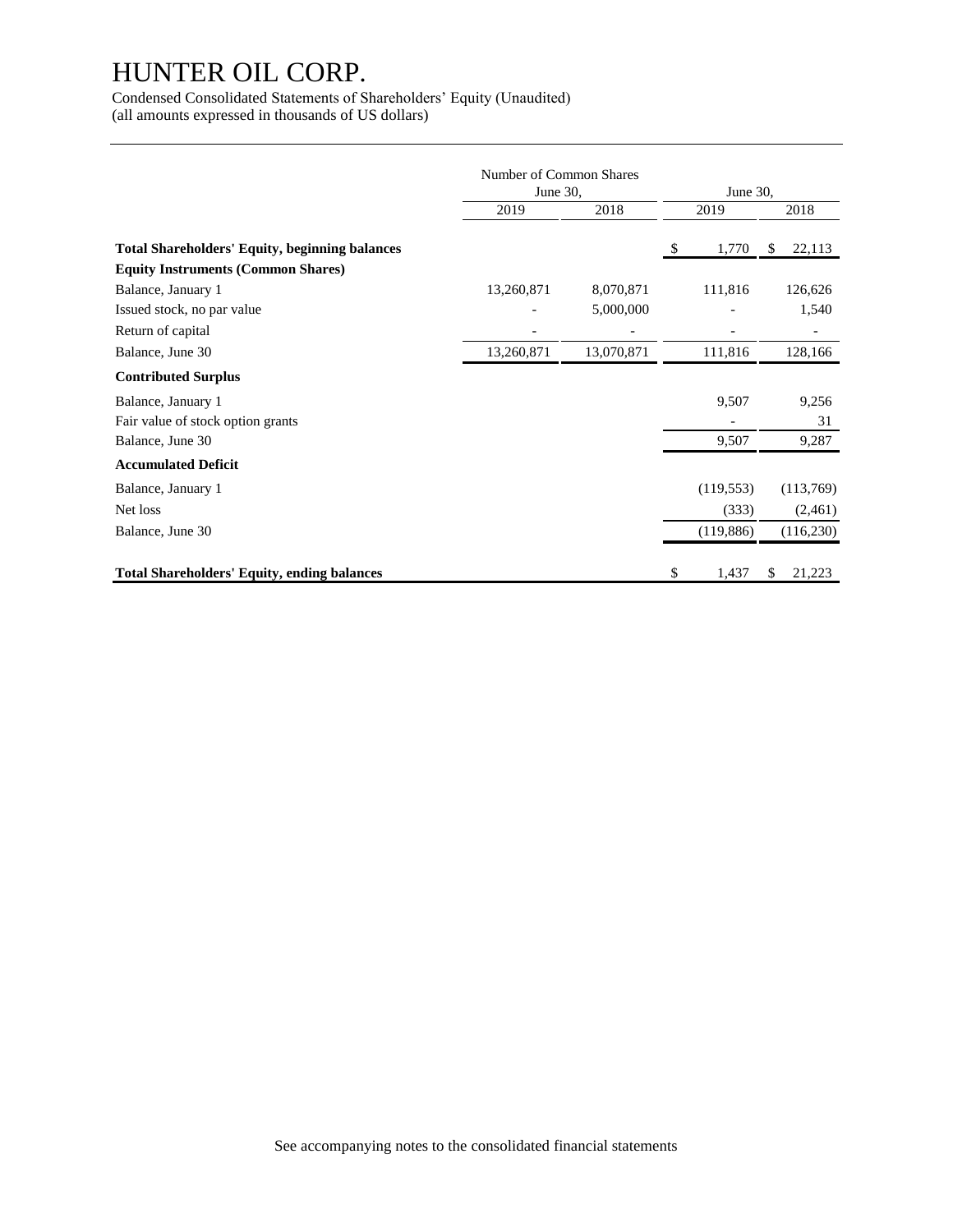# HUNTER OIL CORP.

Condensed Consolidated Statements of Shareholders' Equity (Unaudited)
(all amounts expressed in thousands of US dollars)

| | Number of Common Shares June 30, | | June 30, | |
|---|---|---|---|---|
| | 2019 | 2018 | 2019 | 2018 |
| **Total Shareholders' Equity, beginning balances** | | | $ 1,770 | $ 22,113 |
| **Equity Instruments (Common Shares)** | | | | |
| Balance, January 1 | 13,260,871 | 8,070,871 | 111,816 | 126,626 |
| Issued stock, no par value | - | 5,000,000 | - | 1,540 |
| Return of capital | - | - | - | - |
| Balance, June 30 | 13,260,871 | 13,070,871 | 111,816 | 128,166 |
| **Contributed Surplus** | | | | |
| Balance, January 1 | | | 9,507 | 9,256 |
| Fair value of stock option grants | | | - | 31 |
| Balance, June 30 | | | 9,507 | 9,287 |
| **Accumulated Deficit** | | | | |
| Balance, January 1 | | | (119,553) | (113,769) |
| Net loss | | | (333) | (2,461) |
| Balance, June 30 | | | (119,886) | (116,230) |
| **Total Shareholders' Equity, ending balances** | | | $ 1,437 | $ 21,223 |

See accompanying notes to the consolidated financial statements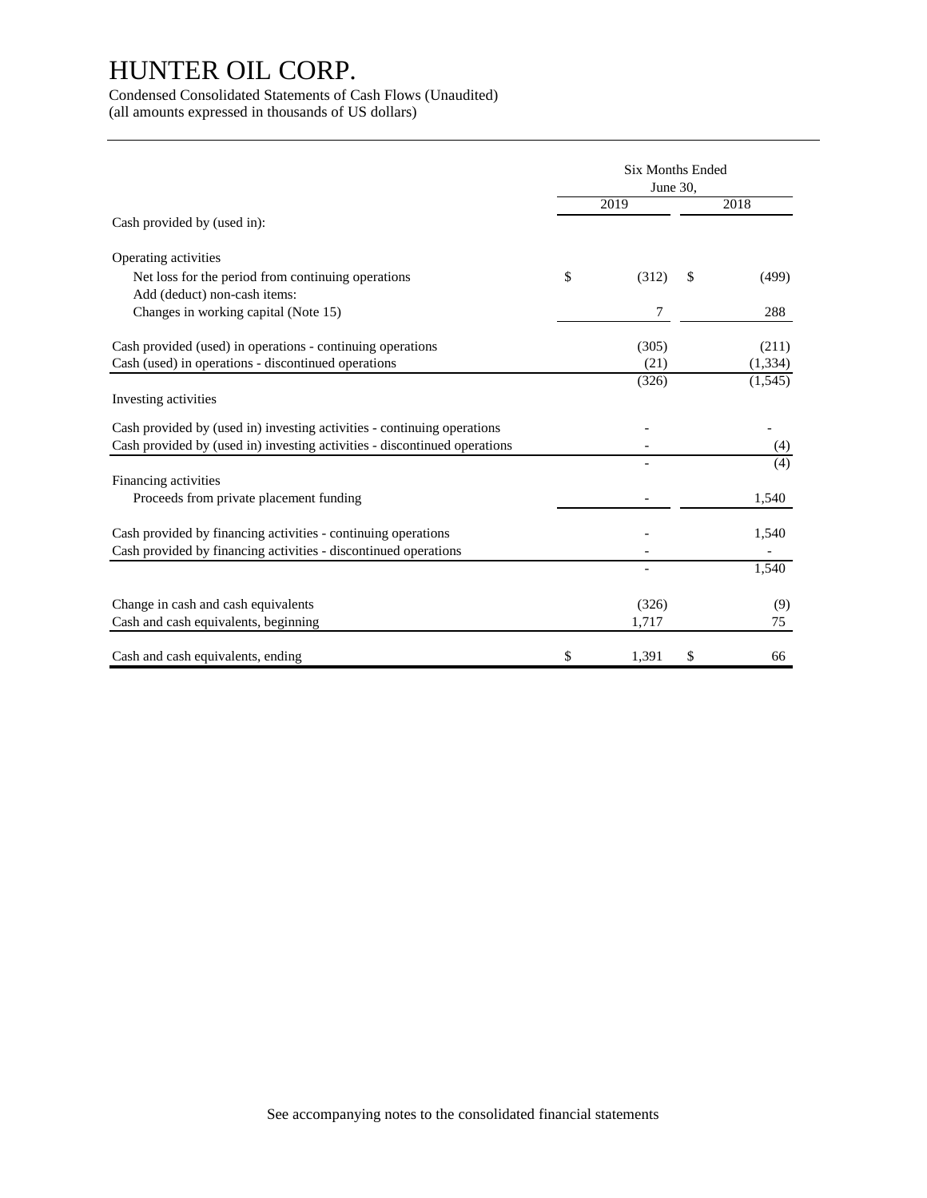# HUNTER OIL CORP.

Condensed Consolidated Statements of Cash Flows (Unaudited)
(all amounts expressed in thousands of US dollars)

| | Six Months Ended June 30, 2019 | Six Months Ended June 30, 2018 |
|---|---|---|
| Cash provided by (used in): | | |
| Operating activities | | |
| Net loss for the period from continuing operations | $ (312) | $ (499) |
| Add (deduct) non-cash items: | | |
| Changes in working capital (Note 15) | 7 | 288 |
| Cash provided (used) in operations - continuing operations | (305) | (211) |
| Cash (used) in operations - discontinued operations | (21) | (1,334) |
| | (326) | (1,545) |
| Investing activities | | |
| Cash provided by (used in) investing activities - continuing operations | - | - |
| Cash provided by (used in) investing activities - discontinued operations | - | (4) |
| | - | (4) |
| Financing activities | | |
| Proceeds from private placement funding | - | 1,540 |
| Cash provided by financing activities - continuing operations | - | 1,540 |
| Cash provided by financing activities - discontinued operations | - | - |
| | - | 1,540 |
| Change in cash and cash equivalents | (326) | (9) |
| Cash and cash equivalents, beginning | 1,717 | 75 |
| Cash and cash equivalents, ending | $ 1,391 | $ 66 |

See accompanying notes to the consolidated financial statements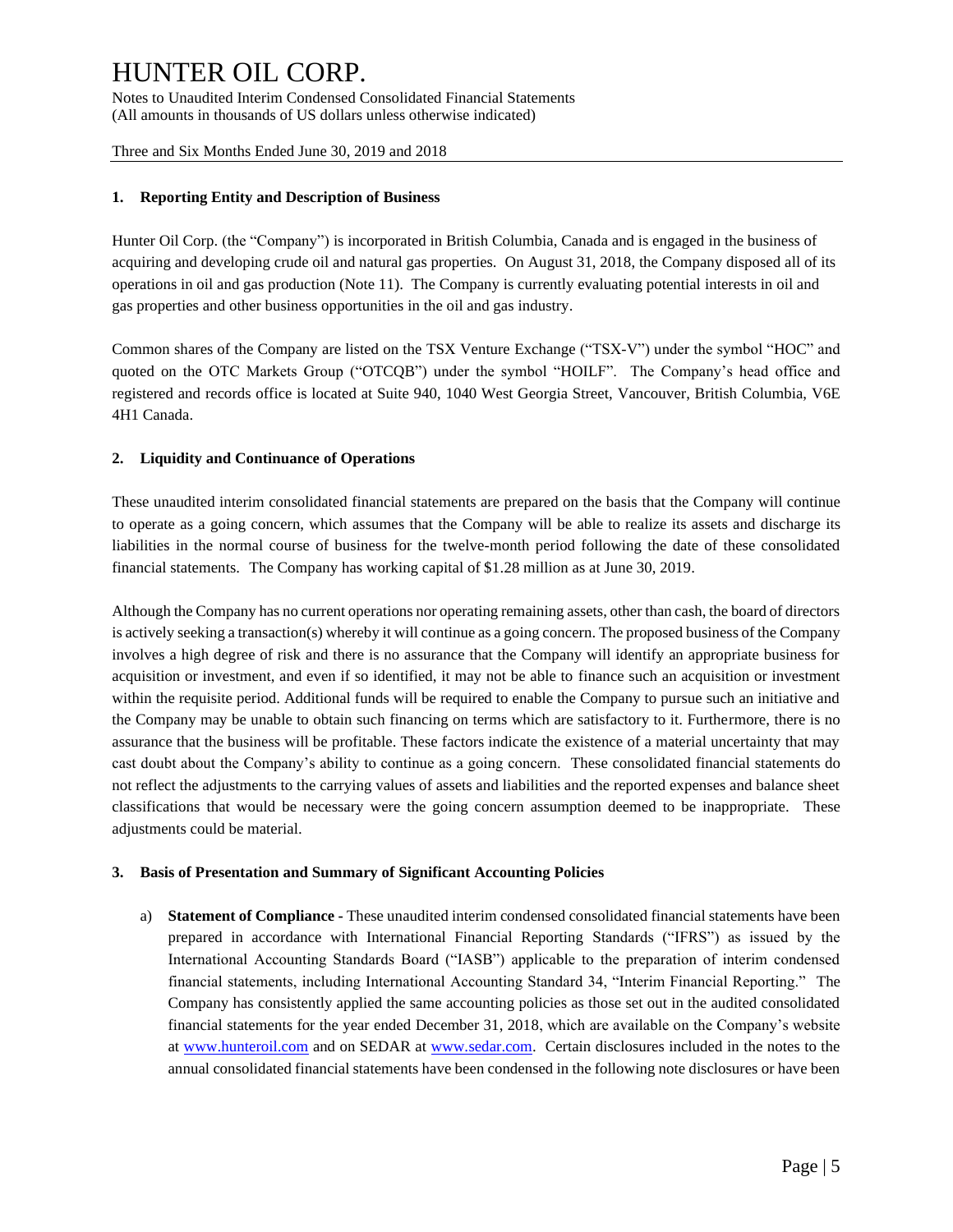### 1. Reporting Entity and Description of Business

Hunter Oil Corp. (the "Company") is incorporated in British Columbia, Canada and is engaged in the business of acquiring and developing crude oil and natural gas properties. On August 31, 2018, the Company disposed all of its operations in oil and gas production (Note 11). The Company is currently evaluating potential interests in oil and gas properties and other business opportunities in the oil and gas industry.

Common shares of the Company are listed on the TSX Venture Exchange ("TSX-V") under the symbol "HOC" and quoted on the OTC Markets Group ("OTCQB") under the symbol "HOILF". The Company's head office and registered and records office is located at Suite 940, 1040 West Georgia Street, Vancouver, British Columbia, V6E 4H1 Canada.

### 2. Liquidity and Continuance of Operations

These unaudited interim consolidated financial statements are prepared on the basis that the Company will continue to operate as a going concern, which assumes that the Company will be able to realize its assets and discharge its liabilities in the normal course of business for the twelve-month period following the date of these consolidated financial statements. The Company has working capital of $1.28 million as at June 30, 2019.

Although the Company has no current operations nor operating remaining assets, other than cash, the board of directors is actively seeking a transaction(s) whereby it will continue as a going concern. The proposed business of the Company involves a high degree of risk and there is no assurance that the Company will identify an appropriate business for acquisition or investment, and even if so identified, it may not be able to finance such an acquisition or investment within the requisite period. Additional funds will be required to enable the Company to pursue such an initiative and the Company may be unable to obtain such financing on terms which are satisfactory to it. Furthermore, there is no assurance that the business will be profitable. These factors indicate the existence of a material uncertainty that may cast doubt about the Company's ability to continue as a going concern. These consolidated financial statements do not reflect the adjustments to the carrying values of assets and liabilities and the reported expenses and balance sheet classifications that would be necessary were the going concern assumption deemed to be inappropriate. These adjustments could be material.

### 3. Basis of Presentation and Summary of Significant Accounting Policies

a) **Statement of Compliance** - These unaudited interim condensed consolidated financial statements have been prepared in accordance with International Financial Reporting Standards ("IFRS") as issued by the International Accounting Standards Board ("IASB") applicable to the preparation of interim condensed financial statements, including International Accounting Standard 34, "Interim Financial Reporting." The Company has consistently applied the same accounting policies as those set out in the audited consolidated financial statements for the year ended December 31, 2018, which are available on the Company's website at www.hunteroil.com and on SEDAR at www.sedar.com. Certain disclosures included in the notes to the annual consolidated financial statements have been condensed in the following note disclosures or have been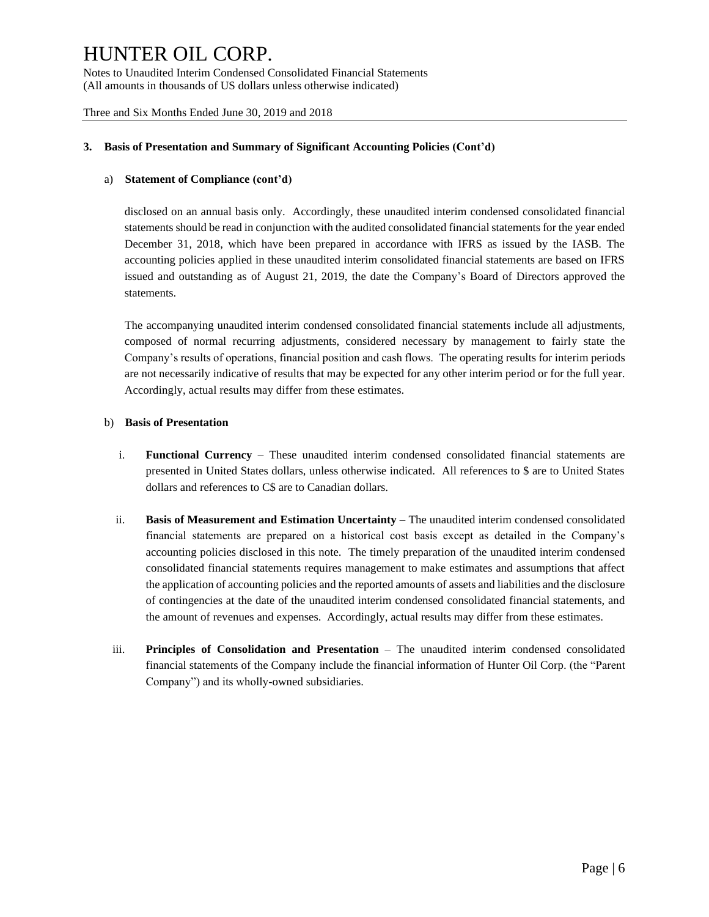### 3. Basis of Presentation and Summary of Significant Accounting Policies (Cont'd)

#### a) Statement of Compliance (cont'd)

disclosed on an annual basis only. Accordingly, these unaudited interim condensed consolidated financial statements should be read in conjunction with the audited consolidated financial statements for the year ended December 31, 2018, which have been prepared in accordance with IFRS as issued by the IASB. The accounting policies applied in these unaudited interim consolidated financial statements are based on IFRS issued and outstanding as of August 21, 2019, the date the Company's Board of Directors approved the statements.

The accompanying unaudited interim condensed consolidated financial statements include all adjustments, composed of normal recurring adjustments, considered necessary by management to fairly state the Company's results of operations, financial position and cash flows. The operating results for interim periods are not necessarily indicative of results that may be expected for any other interim period or for the full year. Accordingly, actual results may differ from these estimates.

#### b) Basis of Presentation

i. **Functional Currency** – These unaudited interim condensed consolidated financial statements are presented in United States dollars, unless otherwise indicated. All references to $ are to United States dollars and references to C$ are to Canadian dollars.

ii. **Basis of Measurement and Estimation Uncertainty** – The unaudited interim condensed consolidated financial statements are prepared on a historical cost basis except as detailed in the Company's accounting policies disclosed in this note. The timely preparation of the unaudited interim condensed consolidated financial statements requires management to make estimates and assumptions that affect the application of accounting policies and the reported amounts of assets and liabilities and the disclosure of contingencies at the date of the unaudited interim condensed consolidated financial statements, and the amount of revenues and expenses. Accordingly, actual results may differ from these estimates.

iii. **Principles of Consolidation and Presentation** – The unaudited interim condensed consolidated financial statements of the Company include the financial information of Hunter Oil Corp. (the "Parent Company") and its wholly-owned subsidiaries.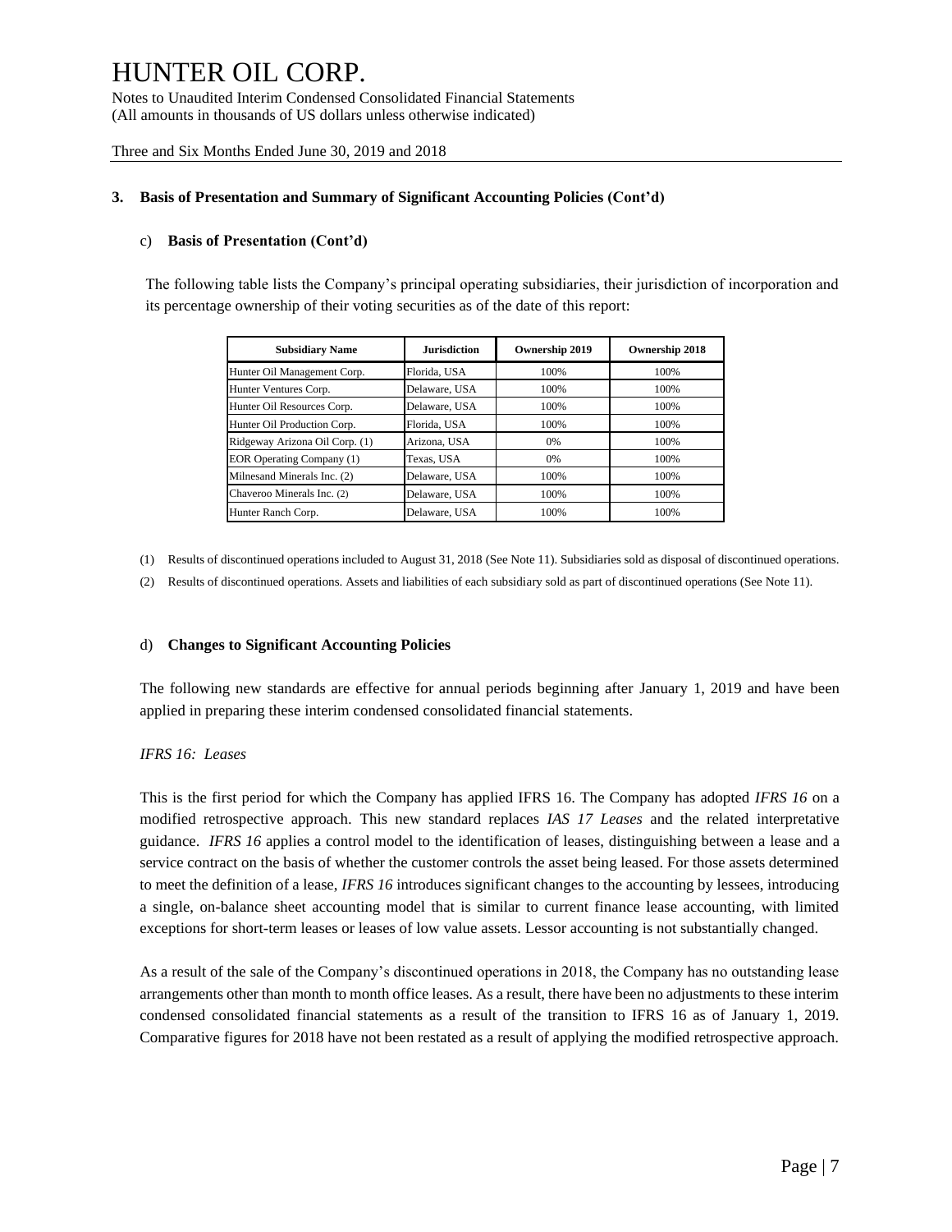### 3. Basis of Presentation and Summary of Significant Accounting Policies (Cont'd)

#### c) Basis of Presentation (Cont'd)

The following table lists the Company's principal operating subsidiaries, their jurisdiction of incorporation and its percentage ownership of their voting securities as of the date of this report:

| Subsidiary Name | Jurisdiction | Ownership 2019 | Ownership 2018 |
|---|---|---|---|
| Hunter Oil Management Corp. | Florida, USA | 100% | 100% |
| Hunter Ventures Corp. | Delaware, USA | 100% | 100% |
| Hunter Oil Resources Corp. | Delaware, USA | 100% | 100% |
| Hunter Oil Production Corp. | Florida, USA | 100% | 100% |
| Ridgeway Arizona Oil Corp. (1) | Arizona, USA | 0% | 100% |
| EOR Operating Company (1) | Texas, USA | 0% | 100% |
| Milnesand Minerals Inc. (2) | Delaware, USA | 100% | 100% |
| Chaveroo Minerals Inc. (2) | Delaware, USA | 100% | 100% |
| Hunter Ranch Corp. | Delaware, USA | 100% | 100% |

(1) Results of discontinued operations included to August 31, 2018 (See Note 11). Subsidiaries sold as disposal of discontinued operations.

(2) Results of discontinued operations. Assets and liabilities of each subsidiary sold as part of discontinued operations (See Note 11).

#### d) Changes to Significant Accounting Policies

The following new standards are effective for annual periods beginning after January 1, 2019 and have been applied in preparing these interim condensed consolidated financial statements.

*IFRS 16: Leases*

This is the first period for which the Company has applied IFRS 16. The Company has adopted *IFRS 16* on a modified retrospective approach. This new standard replaces *IAS 17 Leases* and the related interpretative guidance. *IFRS 16* applies a control model to the identification of leases, distinguishing between a lease and a service contract on the basis of whether the customer controls the asset being leased. For those assets determined to meet the definition of a lease, *IFRS 16* introduces significant changes to the accounting by lessees, introducing a single, on-balance sheet accounting model that is similar to current finance lease accounting, with limited exceptions for short-term leases or leases of low value assets. Lessor accounting is not substantially changed.

As a result of the sale of the Company's discontinued operations in 2018, the Company has no outstanding lease arrangements other than month to month office leases. As a result, there have been no adjustments to these interim condensed consolidated financial statements as a result of the transition to IFRS 16 as of January 1, 2019. Comparative figures for 2018 have not been restated as a result of applying the modified retrospective approach.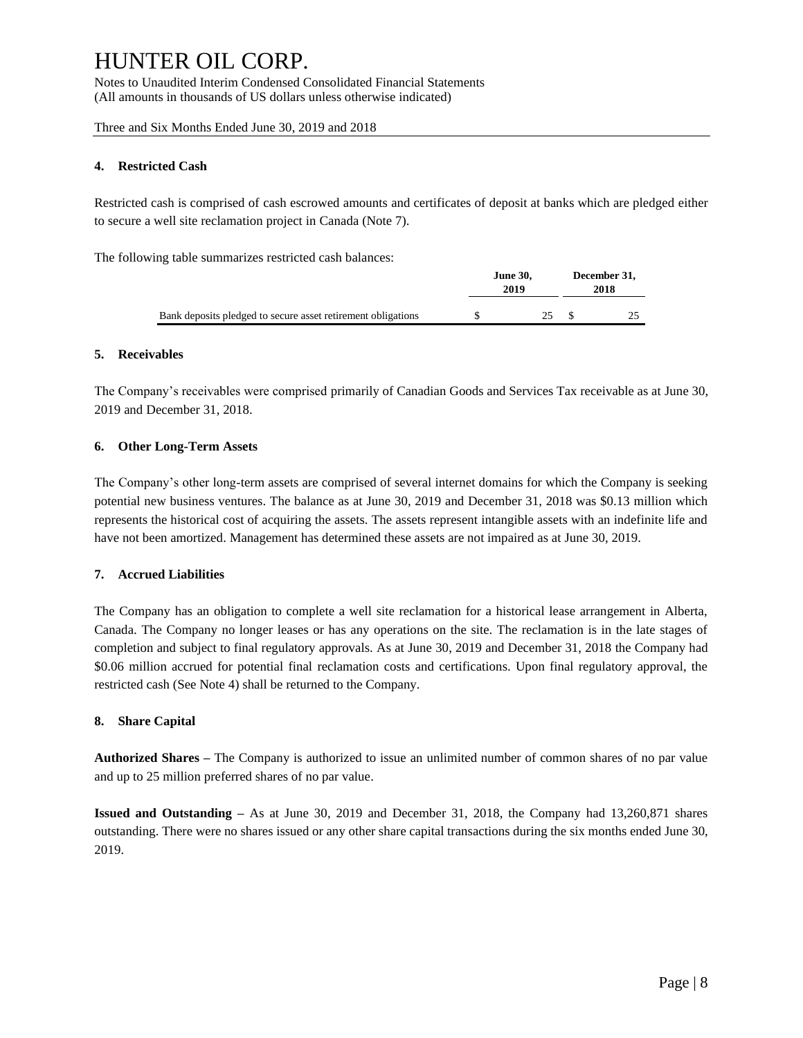### 4. Restricted Cash

Restricted cash is comprised of cash escrowed amounts and certificates of deposit at banks which are pledged either to secure a well site reclamation project in Canada (Note 7).

The following table summarizes restricted cash balances:

| | June 30, 2019 | December 31, 2018 |
|---|---|---|
| Bank deposits pledged to secure asset retirement obligations | $ 25 | $ 25 |

### 5. Receivables

The Company's receivables were comprised primarily of Canadian Goods and Services Tax receivable as at June 30, 2019 and December 31, 2018.

### 6. Other Long-Term Assets

The Company's other long-term assets are comprised of several internet domains for which the Company is seeking potential new business ventures. The balance as at June 30, 2019 and December 31, 2018 was $0.13 million which represents the historical cost of acquiring the assets. The assets represent intangible assets with an indefinite life and have not been amortized. Management has determined these assets are not impaired as at June 30, 2019.

### 7. Accrued Liabilities

The Company has an obligation to complete a well site reclamation for a historical lease arrangement in Alberta, Canada. The Company no longer leases or has any operations on the site. The reclamation is in the late stages of completion and subject to final regulatory approvals. As at June 30, 2019 and December 31, 2018 the Company had $0.06 million accrued for potential final reclamation costs and certifications. Upon final regulatory approval, the restricted cash (See Note 4) shall be returned to the Company.

### 8. Share Capital

**Authorized Shares –** The Company is authorized to issue an unlimited number of common shares of no par value and up to 25 million preferred shares of no par value.

**Issued and Outstanding –** As at June 30, 2019 and December 31, 2018, the Company had 13,260,871 shares outstanding. There were no shares issued or any other share capital transactions during the six months ended June 30, 2019.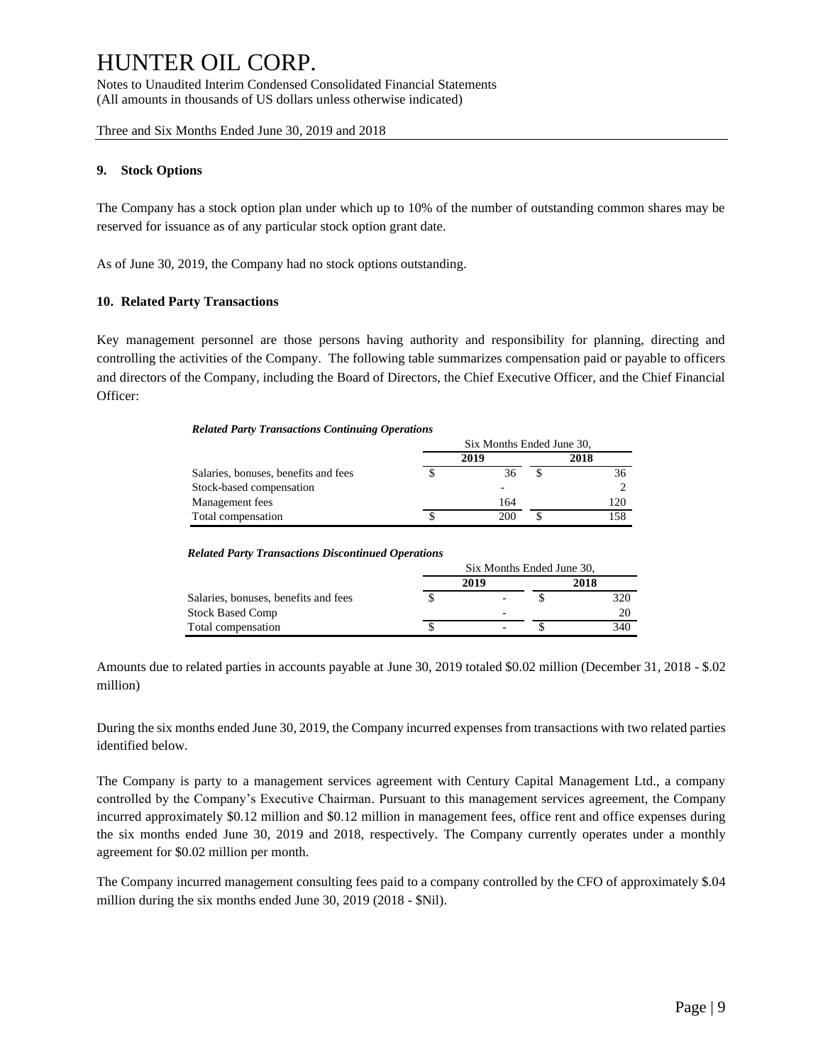# HUNTER OIL CORP.

Notes to Unaudited Interim Condensed Consolidated Financial Statements
(All amounts in thousands of US dollars unless otherwise indicated)

Three and Six Months Ended June 30, 2019 and 2018

## 9. Stock Options

The Company has a stock option plan under which up to 10% of the number of outstanding common shares may be reserved for issuance as of any particular stock option grant date.

As of June 30, 2019, the Company had no stock options outstanding.

## 10. Related Party Transactions

Key management personnel are those persons having authority and responsibility for planning, directing and controlling the activities of the Company. The following table summarizes compensation paid or payable to officers and directors of the Company, including the Board of Directors, the Chief Executive Officer, and the Chief Financial Officer:

***Related Party Transactions Continuing Operations***

| | Six Months Ended June 30, | |
|---|---|---|
| | **2019** | **2018** |
| Salaries, bonuses, benefits and fees | $ 36 | $ 36 |
| Stock-based compensation | - | 2 |
| Management fees | 164 | 120 |
| Total compensation | $ 200 | $ 158 |

***Related Party Transactions Discontinued Operations***

| | Six Months Ended June 30, | |
|---|---|---|
| | **2019** | **2018** |
| Salaries, bonuses, benefits and fees | $ - | $ 320 |
| Stock Based Comp | - | 20 |
| Total compensation | $ - | $ 340 |

Amounts due to related parties in accounts payable at June 30, 2019 totaled $0.02 million (December 31, 2018 - $.02 million)

During the six months ended June 30, 2019, the Company incurred expenses from transactions with two related parties identified below.

The Company is party to a management services agreement with Century Capital Management Ltd., a company controlled by the Company's Executive Chairman. Pursuant to this management services agreement, the Company incurred approximately $0.12 million and $0.12 million in management fees, office rent and office expenses during the six months ended June 30, 2019 and 2018, respectively. The Company currently operates under a monthly agreement for $0.02 million per month.

The Company incurred management consulting fees paid to a company controlled by the CFO of approximately $.04 million during the six months ended June 30, 2019 (2018 - $Nil).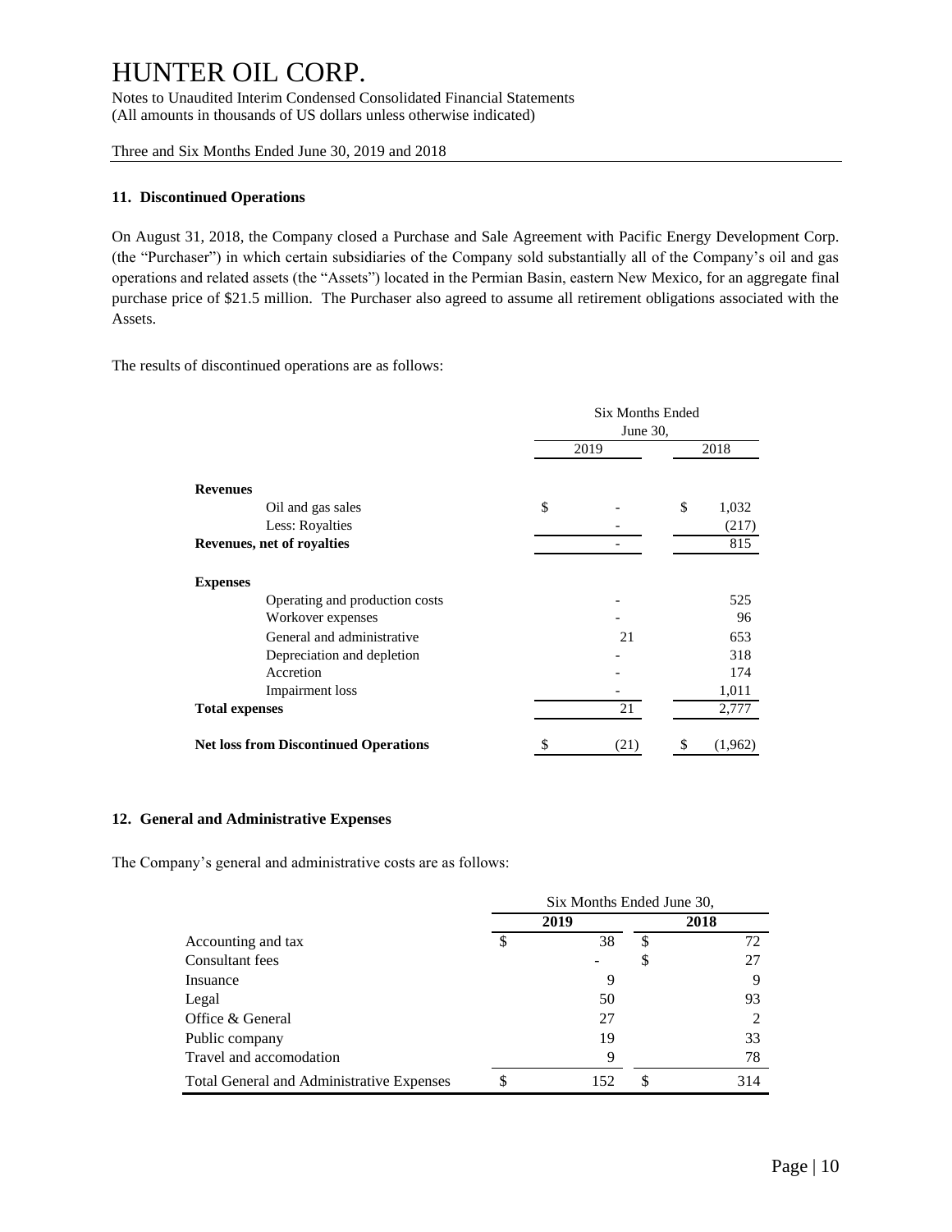## 11. Discontinued Operations

On August 31, 2018, the Company closed a Purchase and Sale Agreement with Pacific Energy Development Corp. (the "Purchaser") in which certain subsidiaries of the Company sold substantially all of the Company's oil and gas operations and related assets (the "Assets") located in the Permian Basin, eastern New Mexico, for an aggregate final purchase price of $21.5 million. The Purchaser also agreed to assume all retirement obligations associated with the Assets.

The results of discontinued operations are as follows:

| | Six Months Ended June 30, | |
|---|---|---|
| | 2019 | 2018 |
| **Revenues** | | |
| Oil and gas sales | $ - | $ 1,032 |
| Less: Royalties | - | (217) |
| **Revenues, net of royalties** | - | 815 |
| **Expenses** | | |
| Operating and production costs | - | 525 |
| Workover expenses | - | 96 |
| General and administrative | 21 | 653 |
| Depreciation and depletion | - | 318 |
| Accretion | - | 174 |
| Impairment loss | - | 1,011 |
| **Total expenses** | 21 | 2,777 |
| **Net loss from Discontinued Operations** | $ (21) | $ (1,962) |

## 12. General and Administrative Expenses

The Company's general and administrative costs are as follows:

| | Six Months Ended June 30, | |
|---|---|---|
| | **2019** | **2018** |
| Accounting and tax | $ 38 | $ 72 |
| Consultant fees | - | $ 27 |
| Insuance | 9 | 9 |
| Legal | 50 | 93 |
| Office & General | 27 | 2 |
| Public company | 19 | 33 |
| Travel and accomodation | 9 | 78 |
| Total General and Administrative Expenses | $ 152 | $ 314 |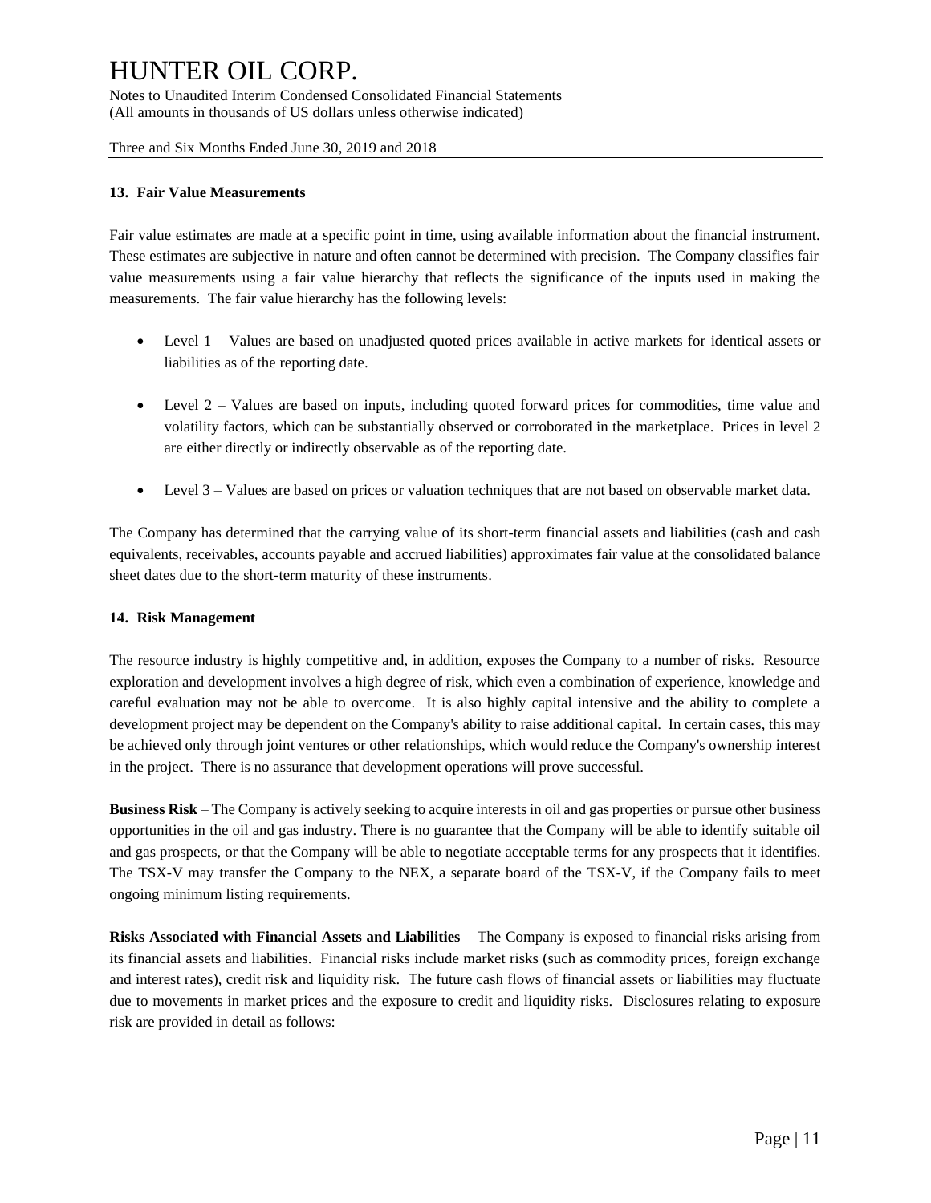### 13. Fair Value Measurements

Fair value estimates are made at a specific point in time, using available information about the financial instrument. These estimates are subjective in nature and often cannot be determined with precision. The Company classifies fair value measurements using a fair value hierarchy that reflects the significance of the inputs used in making the measurements. The fair value hierarchy has the following levels:

- Level 1 – Values are based on unadjusted quoted prices available in active markets for identical assets or liabilities as of the reporting date.
- Level 2 – Values are based on inputs, including quoted forward prices for commodities, time value and volatility factors, which can be substantially observed or corroborated in the marketplace. Prices in level 2 are either directly or indirectly observable as of the reporting date.
- Level 3 – Values are based on prices or valuation techniques that are not based on observable market data.

The Company has determined that the carrying value of its short-term financial assets and liabilities (cash and cash equivalents, receivables, accounts payable and accrued liabilities) approximates fair value at the consolidated balance sheet dates due to the short-term maturity of these instruments.

### 14. Risk Management

The resource industry is highly competitive and, in addition, exposes the Company to a number of risks. Resource exploration and development involves a high degree of risk, which even a combination of experience, knowledge and careful evaluation may not be able to overcome. It is also highly capital intensive and the ability to complete a development project may be dependent on the Company's ability to raise additional capital. In certain cases, this may be achieved only through joint ventures or other relationships, which would reduce the Company's ownership interest in the project. There is no assurance that development operations will prove successful.

**Business Risk** – The Company is actively seeking to acquire interests in oil and gas properties or pursue other business opportunities in the oil and gas industry. There is no guarantee that the Company will be able to identify suitable oil and gas prospects, or that the Company will be able to negotiate acceptable terms for any prospects that it identifies. The TSX-V may transfer the Company to the NEX, a separate board of the TSX-V, if the Company fails to meet ongoing minimum listing requirements.

**Risks Associated with Financial Assets and Liabilities** – The Company is exposed to financial risks arising from its financial assets and liabilities. Financial risks include market risks (such as commodity prices, foreign exchange and interest rates), credit risk and liquidity risk. The future cash flows of financial assets or liabilities may fluctuate due to movements in market prices and the exposure to credit and liquidity risks. Disclosures relating to exposure risk are provided in detail as follows: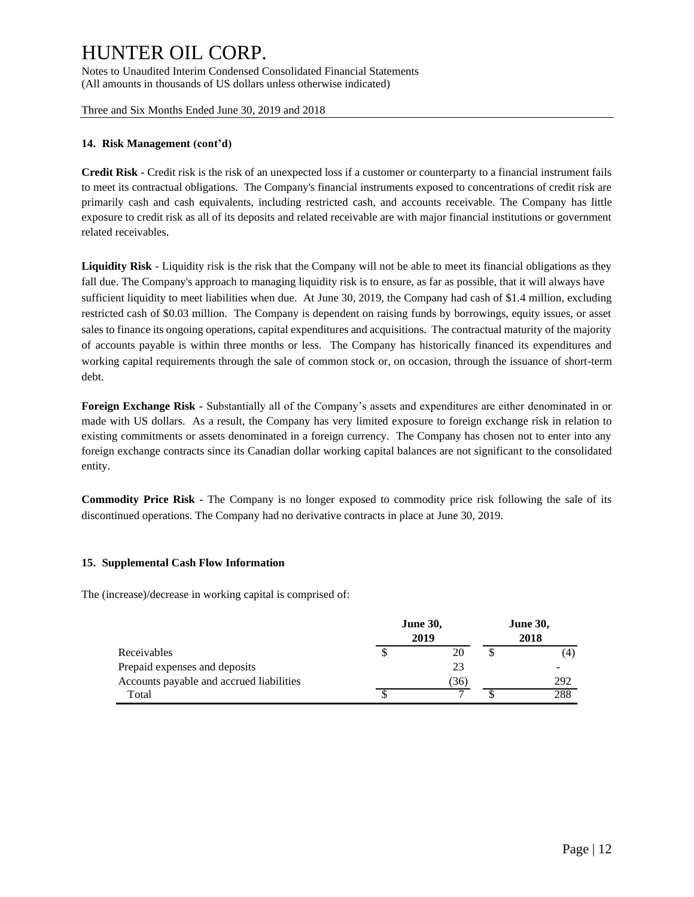HUNTER OIL CORP.

Notes to Unaudited Interim Condensed Consolidated Financial Statements
(All amounts in thousands of US dollars unless otherwise indicated)

Three and Six Months Ended June 30, 2019 and 2018

**14. Risk Management (cont'd)**

**Credit Risk -** Credit risk is the risk of an unexpected loss if a customer or counterparty to a financial instrument fails to meet its contractual obligations. The Company's financial instruments exposed to concentrations of credit risk are primarily cash and cash equivalents, including restricted cash, and accounts receivable. The Company has little exposure to credit risk as all of its deposits and related receivable are with major financial institutions or government related receivables.

**Liquidity Risk** - Liquidity risk is the risk that the Company will not be able to meet its financial obligations as they fall due. The Company's approach to managing liquidity risk is to ensure, as far as possible, that it will always have sufficient liquidity to meet liabilities when due. At June 30, 2019, the Company had cash of $1.4 million, excluding restricted cash of $0.03 million. The Company is dependent on raising funds by borrowings, equity issues, or asset sales to finance its ongoing operations, capital expenditures and acquisitions. The contractual maturity of the majority of accounts payable is within three months or less. The Company has historically financed its expenditures and working capital requirements through the sale of common stock or, on occasion, through the issuance of short-term debt.

**Foreign Exchange Risk -** Substantially all of the Company's assets and expenditures are either denominated in or made with US dollars. As a result, the Company has very limited exposure to foreign exchange risk in relation to existing commitments or assets denominated in a foreign currency. The Company has chosen not to enter into any foreign exchange contracts since its Canadian dollar working capital balances are not significant to the consolidated entity.

**Commodity Price Risk -** The Company is no longer exposed to commodity price risk following the sale of its discontinued operations. The Company had no derivative contracts in place at June 30, 2019.

**15. Supplemental Cash Flow Information**

The (increase)/decrease in working capital is comprised of:

| | June 30, 2019 | June 30, 2018 |
|---|---|---|
| Receivables | $ 20 | $ (4) |
| Prepaid expenses and deposits | 23 | - |
| Accounts payable and accrued liabilities | (36) | 292 |
| Total | $ 7 | $ 288 |